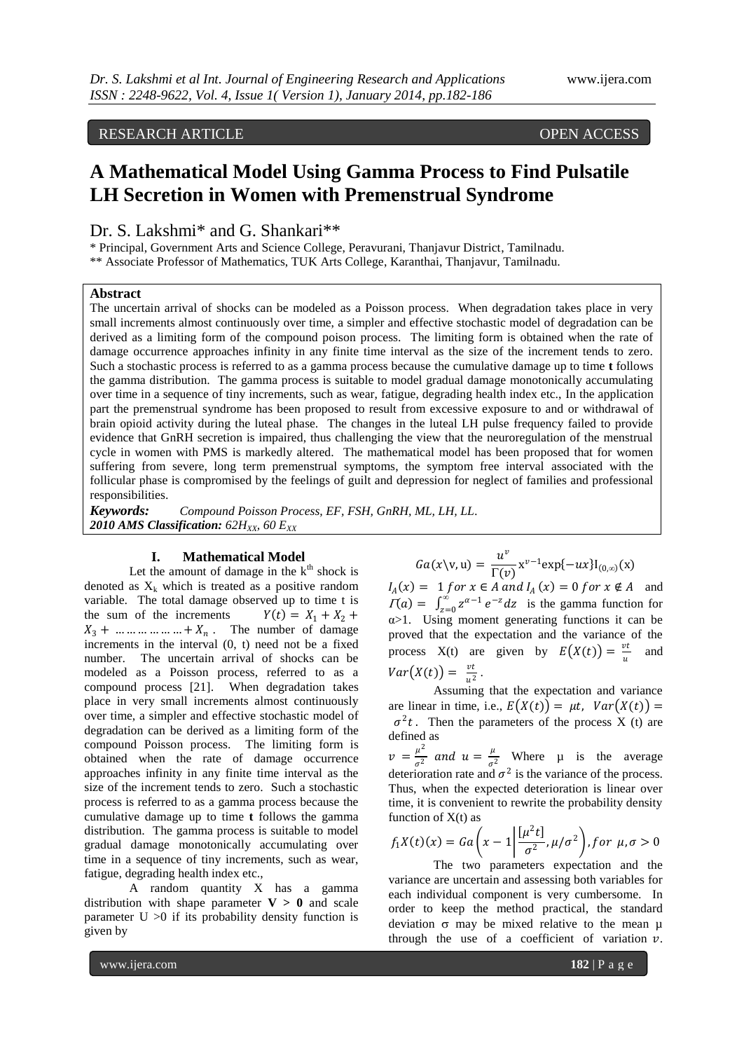RESEARCH ARTICLE OPEN ACCESS

# A Mathematical Model Using Gamma Process to Find Pulsatile LH Secretion in Women with Premenstrual Syndrome

Dr. S. Lakshmi* and G. Shankari**

\* Principal, Government Arts and Science College, Peravurani, Thanjavur District, Tamilnadu.

\*\* Associate Professor of Mathematics, TUK Arts College, Karanthai, Thanjavur, Tamilnadu.

## Abstract

The uncertain arrival of shocks can be modeled as a Poisson process. When degradation takes place in very small increments almost continuously over time, a simpler and effective stochastic model of degradation can be derived as a limiting form of the compound poison process. The limiting form is obtained when the rate of damage occurrence approaches infinity in any finite time interval as the size of the increment tends to zero. Such a stochastic process is referred to as a gamma process because the cumulative damage up to time **t** follows the gamma distribution. The gamma process is suitable to model gradual damage monotonically accumulating over time in a sequence of tiny increments, such as wear, fatigue, degrading health index etc., In the application part the premenstrual syndrome has been proposed to result from excessive exposure to and or withdrawal of brain opioid activity during the luteal phase. The changes in the luteal LH pulse frequency failed to provide evidence that GnRH secretion is impaired, thus challenging the view that the neuroregulation of the menstrual cycle in women with PMS is markedly altered. The mathematical model has been proposed that for women suffering from severe, long term premenstrual symptoms, the symptom free interval associated with the follicular phase is compromised by the feelings of guilt and depression for neglect of families and professional responsibilities.

***Keywords:*** *Compound Poisson Process, EF, FSH, GnRH, ML, LH, LL.*

***2010 AMS Classification:*** ***$62H_{XX}$, $60\ E_{XX}$***

## I. Mathematical Model

Let the amount of damage in the $k^{th}$ shock is denoted as $X_k$ which is treated as a positive random variable. The total damage observed up to time t is the sum of the increments $Y(t) = X_1 + X_2 + X_3 + \ldots\ldots\ldots\ldots\ldots + X_n$. The number of damage increments in the interval (0, t) need not be a fixed number. The uncertain arrival of shocks can be modeled as a Poisson process, referred to as a compound process [21]. When degradation takes place in very small increments almost continuously over time, a simpler and effective stochastic model of degradation can be derived as a limiting form of the compound Poisson process. The limiting form is obtained when the rate of damage occurrence approaches infinity in any finite time interval as the size of the increment tends to zero. Such a stochastic process is referred to as a gamma process because the cumulative damage up to time **t** follows the gamma distribution. The gamma process is suitable to model gradual damage monotonically accumulating over time in a sequence of tiny increments, such as wear, fatigue, degrading health index etc.,

A random quantity X has a gamma distribution with shape parameter $\mathbf{V > 0}$ and scale parameter U >0 if its probability density function is given by

$$Ga(x \backslash \mathrm{v}, \mathrm{u}) = \frac{u^{v}}{\Gamma(v)} \mathrm{x}^{v-1} \exp\{-ux\} \mathrm{I}_{(0,\infty)}(\mathrm{x})$$

$I_A(x) = 1\ for\ x \in A\ and\ I_A(x) = 0\ for\ x \notin A$ and $\Gamma(a) = \int_{z=0}^{\infty} z^{\alpha-1} e^{-z} dz$ is the gamma function for α>1. Using moment generating functions it can be proved that the expectation and the variance of the process X(t) are given by $E\big(X(t)\big) = \frac{vt}{u}$ and $Var\big(X(t)\big) = \frac{vt}{u^2}$.

Assuming that the expectation and variance are linear in time, i.e., $E\big(X(t)\big) = \mu t,\ Var\big(X(t)\big) = \sigma^2 t$. Then the parameters of the process X (t) are defined as

$v = \frac{\mu^2}{\sigma^2}\ and\ u = \frac{\mu}{\sigma^2}$ Where μ is the average deterioration rate and $\sigma^2$ is the variance of the process. Thus, when the expected deterioration is linear over time, it is convenient to rewrite the probability density function of X(t) as

$$f_1 X(t)(x) = Ga\left(x - 1 \left| \frac{[\mu^2 t]}{\sigma^2}, \mu/\sigma^2 \right.\right), for\ \mu, \sigma > 0$$

The two parameters expectation and the variance are uncertain and assessing both variables for each individual component is very cumbersome. In order to keep the method practical, the standard deviation σ may be mixed relative to the mean μ through the use of a coefficient of variation $v$.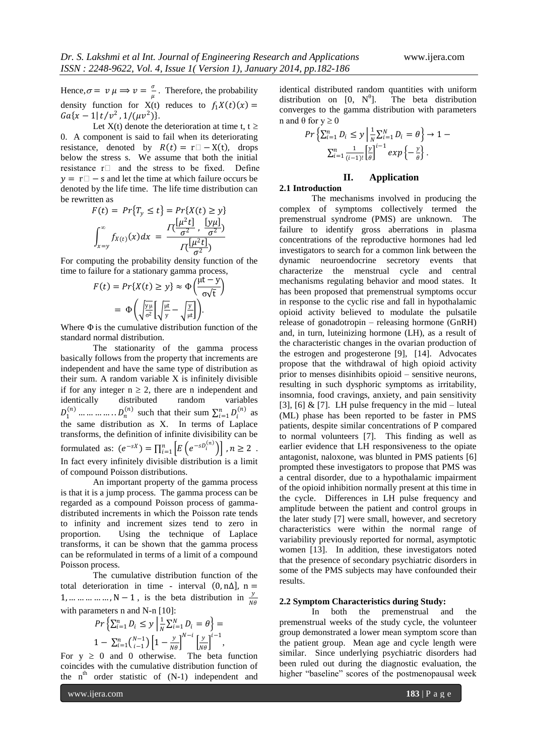Hence, $\sigma = v\,\mu \Rightarrow v = \frac{\sigma}{\mu}$. Therefore, the probability density function for X(t) reduces to $f_1 X(t)(x) = Ga\{x - 1| t/v^2, 1/(\mu v^2)\}$.

Let X(t) denote the deterioration at time t, t ≥ 0. A component is said to fail when its deteriorating resistance, denoted by $R(t) = r\square - X(t)$, drops below the stress s. We assume that both the initial resistance r□ and the stress to be fixed. Define $y = r\square - s$ and let the time at which failure occurs be denoted by the life time. The life time distribution can be rewritten as

$$F(t) = Pr\{T_y \le t\} = Pr\{X(t) \ge y\}$$

$$\int_{x=y}^{\infty} f_{X(t)}(x)dx = \frac{\Gamma(\frac{[\mu^2 t]}{\sigma^2}, \frac{[y\mu]}{\sigma^2})}{\Gamma(\frac{[\mu^2 t]}{\sigma^2})}$$

For computing the probability density function of the time to failure for a stationary gamma process,

$$F(t) = Pr\{X(t) \ge y\} \approx \Phi\left(\frac{\mu t - y}{\sigma\sqrt{t}}\right)$$

$$= \Phi\left(\sqrt{\frac{y\mu}{\sigma^2}}\left[\sqrt{\frac{\mu t}{y}} - \sqrt{\frac{y}{\mu t}}\right]\right).$$

Where Φ is the cumulative distribution function of the standard normal distribution.

The stationarity of the gamma process basically follows from the property that increments are independent and have the same type of distribution as their sum. A random variable X is infinitely divisible if for any integer n ≥ 2, there are n independent and identically distributed random variables $D_1^{(n)} \ldots\ldots\ldots\ldots D_n^{(n)}$ such that their sum $\sum_{i=1}^{n} D_i^{(n)}$ as the same distribution as X. In terms of Laplace transforms, the definition of infinite divisibility can be formulated as: $(e^{-sX}) = \prod_{i=1}^{n}\left[E\left(e^{-sD_i^{(n)}}\right)\right], n \ge 2$. In fact every infinitely divisible distribution is a limit of compound Poisson distributions.

An important property of the gamma process is that it is a jump process. The gamma process can be regarded as a compound Poisson process of gamma-distributed increments in which the Poisson rate tends to infinity and increment sizes tend to zero in proportion. Using the technique of Laplace transforms, it can be shown that the gamma process can be reformulated in terms of a limit of a compound Poisson process.

The cumulative distribution function of the total deterioration in time - interval $(0, n\Delta]$, $n = 1, \ldots\ldots\ldots\ldots\ldots, N-1$, is the beta distribution in $\frac{y}{N\theta}$ with parameters n and N-n [10]:

$$Pr\left\{\sum_{i=1}^{n} D_i \le y \,\middle|\, \frac{1}{N}\sum_{i=1}^{N} D_i = \theta\right\} = 1 - \sum_{i=1}^{n}\binom{N-1}{i-1}\left[1 - \frac{y}{N\theta}\right]^{N-i}\left[\frac{y}{N\theta}\right]^{i-1},$$

For y ≥ 0 and 0 otherwise. The beta function coincides with the cumulative distribution function of the n[th] order statistic of (N-1) independent and identical distributed random quantities with uniform distribution on [0, N[θ]]. The beta distribution converges to the gamma distribution with parameters n and θ for y ≥ 0

$$Pr\left\{\sum_{i=1}^{n} D_i \le y \,\middle|\, \frac{1}{N}\sum_{i=1}^{N} D_i = \theta\right\} \to 1 - \sum_{i=1}^{n}\frac{1}{(i-1)!}\left[\frac{y}{\theta}\right]^{i-1} exp\left\{-\frac{y}{\theta}\right\}.$$

# II. Application

## 2.1 Introduction

The mechanisms involved in producing the complex of symptoms collectively termed the premenstrual syndrome (PMS) are unknown. The failure to identify gross aberrations in plasma concentrations of the reproductive hormones had led investigators to search for a common link between the dynamic neuroendocrine secretory events that characterize the menstrual cycle and central mechanisms regulating behavior and mood states. It has been proposed that premenstrual symptoms occur in response to the cyclic rise and fall in hypothalamic opioid activity believed to modulate the pulsatile release of gonadotropin – releasing hormone (GnRH) and, in turn, luteinizing hormone (LH), as a result of the characteristic changes in the ovarian production of the estrogen and progesterone [9], [14]. Advocates propose that the withdrawal of high opioid activity prior to menses disinhibits opioid – sensitive neurons, resulting in such dysphoric symptoms as irritability, insomnia, food cravings, anxiety, and pain sensitivity [3], [6] & [7]. LH pulse frequency in the mid – luteal (ML) phase has been reported to be faster in PMS patients, despite similar concentrations of P compared to normal volunteers [7]. This finding as well as earlier evidence that LH responsiveness to the opiate antagonist, naloxone, was blunted in PMS patients [6] prompted these investigators to propose that PMS was a central disorder, due to a hypothalamic impairment of the opioid inhibition normally present at this time in the cycle. Differences in LH pulse frequency and amplitude between the patient and control groups in the later study [7] were small, however, and secretory characteristics were within the normal range of variability previously reported for normal, asymptotic women [13]. In addition, these investigators noted that the presence of secondary psychiatric disorders in some of the PMS subjects may have confounded their results.

## 2.2 Symptom Characteristics during Study:

In both the premenstrual and the premenstrual weeks of the study cycle, the volunteer group demonstrated a lower mean symptom score than the patient group. Mean age and cycle length were similar. Since underlying psychiatric disorders had been ruled out during the diagnostic evaluation, the higher "baseline" scores of the postmenopausal week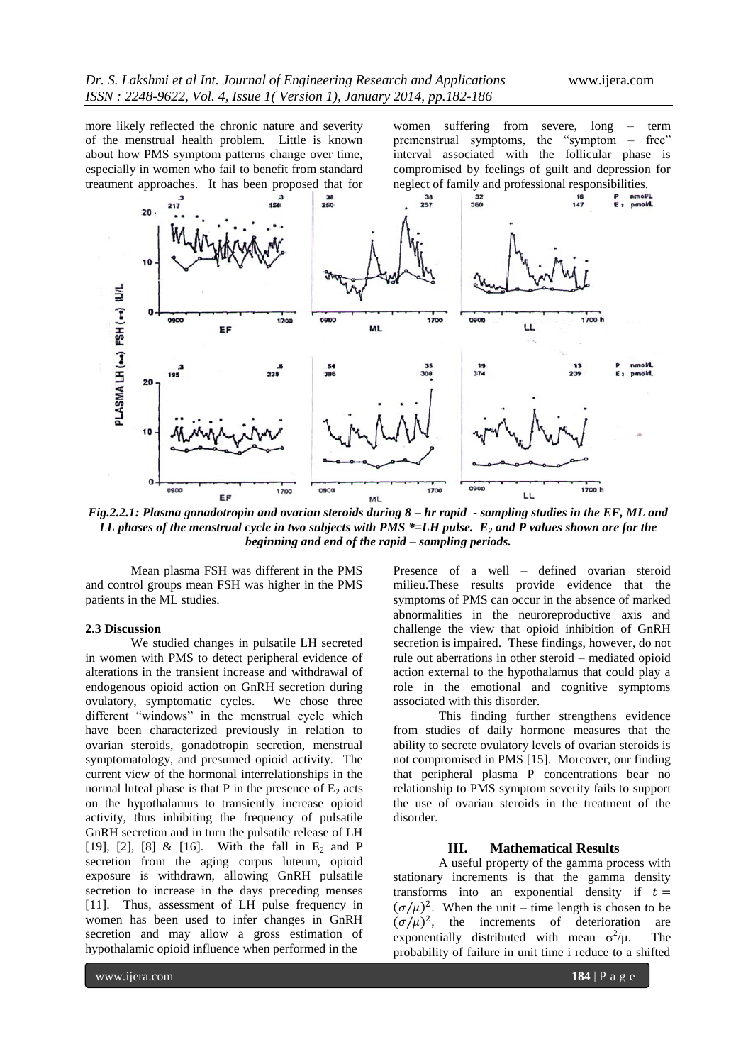more likely reflected the chronic nature and severity of the menstrual health problem. Little is known about how PMS symptom patterns change over time, especially in women who fail to benefit from standard treatment approaches. It has been proposed that for women suffering from severe, long – term premenstrual symptoms, the "symptom – free" interval associated with the follicular phase is compromised by feelings of guilt and depression for neglect of family and professional responsibilities.

*Fig.2.2.1: Plasma gonadotropin and ovarian steroids during 8 – hr rapid - sampling studies in the EF, ML and LL phases of the menstrual cycle in two subjects with PMS \*=LH pulse. $E_2$ and P values shown are for the beginning and end of the rapid – sampling periods.*

Mean plasma FSH was different in the PMS and control groups mean FSH was higher in the PMS patients in the ML studies.

### 2.3 Discussion

We studied changes in pulsatile LH secreted in women with PMS to detect peripheral evidence of alterations in the transient increase and withdrawal of endogenous opioid action on GnRH secretion during ovulatory, symptomatic cycles. We chose three different "windows" in the menstrual cycle which have been characterized previously in relation to ovarian steroids, gonadotropin secretion, menstrual symptomatology, and presumed opioid activity. The current view of the hormonal interrelationships in the normal luteal phase is that P in the presence of $E_2$ acts on the hypothalamus to transiently increase opioid activity, thus inhibiting the frequency of pulsatile GnRH secretion and in turn the pulsatile release of LH [19], [2], [8] & [16]. With the fall in $E_2$ and P secretion from the aging corpus luteum, opioid exposure is withdrawn, allowing GnRH pulsatile secretion to increase in the days preceding menses [11]. Thus, assessment of LH pulse frequency in women has been used to infer changes in GnRH secretion and may allow a gross estimation of hypothalamic opioid influence when performed in the Presence of a well – defined ovarian steroid milieu.These results provide evidence that the symptoms of PMS can occur in the absence of marked abnormalities in the neuroreproductive axis and challenge the view that opioid inhibition of GnRH secretion is impaired. These findings, however, do not rule out aberrations in other steroid – mediated opioid action external to the hypothalamus that could play a role in the emotional and cognitive symptoms associated with this disorder.

This finding further strengthens evidence from studies of daily hormone measures that the ability to secrete ovulatory levels of ovarian steroids is not compromised in PMS [15]. Moreover, our finding that peripheral plasma P concentrations bear no relationship to PMS symptom severity fails to support the use of ovarian steroids in the treatment of the disorder.

## III. Mathematical Results

A useful property of the gamma process with stationary increments is that the gamma density transforms into an exponential density if $t = (\sigma/\mu)^2$. When the unit – time length is chosen to be $(\sigma/\mu)^2$, the increments of deterioration are exponentially distributed with mean $\sigma^2/\mu$. The probability of failure in unit time i reduce to a shifted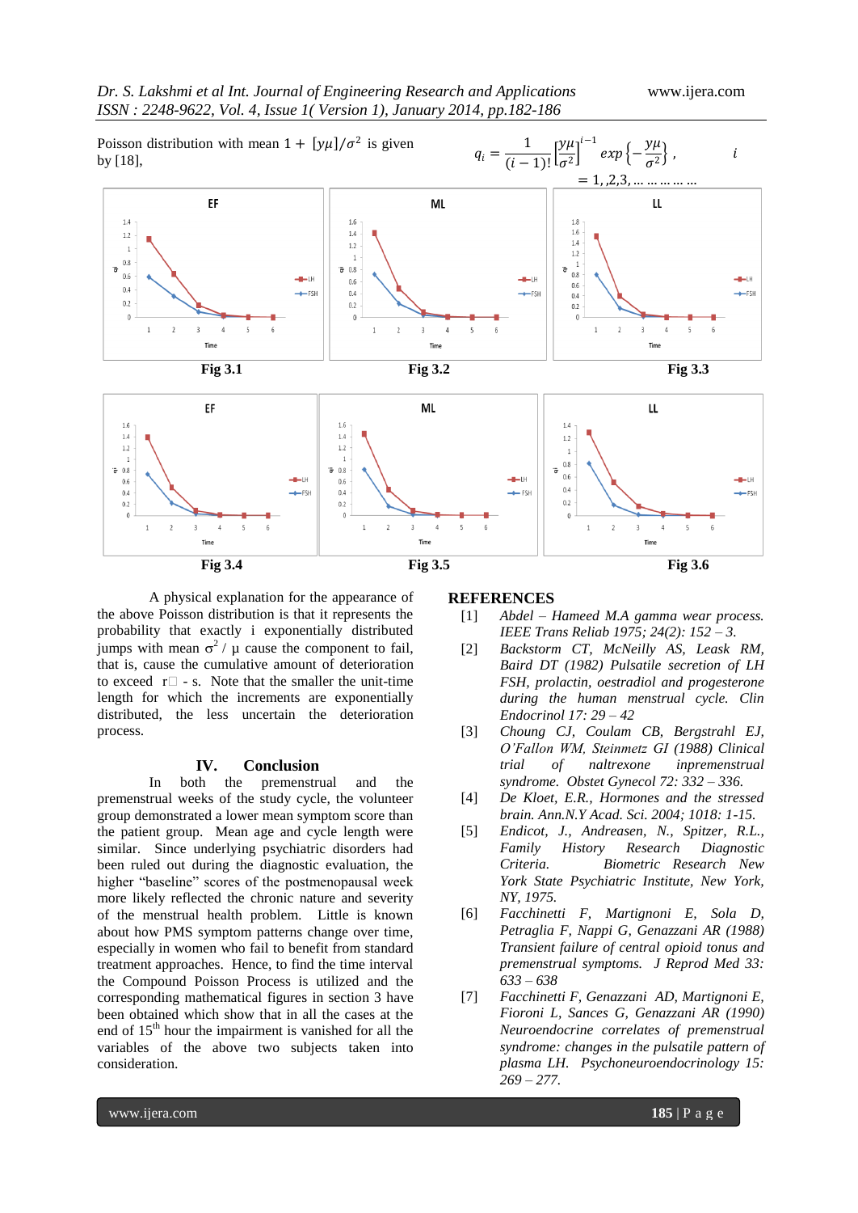Poisson distribution with mean $1 + [y\mu]/\sigma^2$ is given by [18],

$$q_i = \frac{1}{(i-1)!}\left[\frac{y\mu}{\sigma^2}\right]^{i-1} exp\left\{-\frac{y\mu}{\sigma^2}\right\}, \quad i = 1, ,2,3, \ldots \ldots \ldots \ldots$$

Fig 3.1

Fig 3.2

Fig 3.3

Fig 3.4

Fig 3.5

Fig 3.6

A physical explanation for the appearance of the above Poisson distribution is that it represents the probability that exactly i exponentially distributed jumps with mean $\sigma^2 / \mu$ cause the component to fail, that is, cause the cumulative amount of deterioration to exceed r□ - s. Note that the smaller the unit-time length for which the increments are exponentially distributed, the less uncertain the deterioration process.

## IV. Conclusion

In both the premenstrual and the premenstrual weeks of the study cycle, the volunteer group demonstrated a lower mean symptom score than the patient group. Mean age and cycle length were similar. Since underlying psychiatric disorders had been ruled out during the diagnostic evaluation, the higher "baseline" scores of the postmenopausal week more likely reflected the chronic nature and severity of the menstrual health problem. Little is known about how PMS symptom patterns change over time, especially in women who fail to benefit from standard treatment approaches. Hence, to find the time interval the Compound Poisson Process is utilized and the corresponding mathematical figures in section 3 have been obtained which show that in all the cases at the end of $15^{th}$ hour the impairment is vanished for all the variables of the above two subjects taken into consideration.

## REFERENCES

[1] *Abdel – Hameed M.A gamma wear process. IEEE Trans Reliab 1975; 24(2): 152 – 3.*

[2] *Backstorm CT, McNeilly AS, Leask RM, Baird DT (1982) Pulsatile secretion of LH FSH, prolactin, oestradiol and progesterone during the human menstrual cycle. Clin Endocrinol 17: 29 – 42*

[3] *Choung CJ, Coulam CB, Bergstrahl EJ, O'Fallon WM, Steinmetz GI (1988) Clinical trial of naltrexone inpremenstrual syndrome. Obstet Gynecol 72: 332 – 336.*

[4] *De Kloet, E.R., Hormones and the stressed brain. Ann.N.Y Acad. Sci. 2004; 1018: 1-15.*

[5] *Endicot, J., Andreasen, N., Spitzer, R.L., Family History Research Diagnostic Criteria. Biometric Research New York State Psychiatric Institute, New York, NY, 1975.*

[6] *Facchinetti F, Martignoni E, Sola D, Petraglia F, Nappi G, Genazzani AR (1988) Transient failure of central opioid tonus and premenstrual symptoms. J Reprod Med 33: 633 – 638*

[7] *Facchinetti F, Genazzani AD, Martignoni E, Fioroni L, Sances G, Genazzani AR (1990) Neuroendocrine correlates of premenstrual syndrome: changes in the pulsatile pattern of plasma LH. Psychoneuroendocrinology 15: 269 – 277.*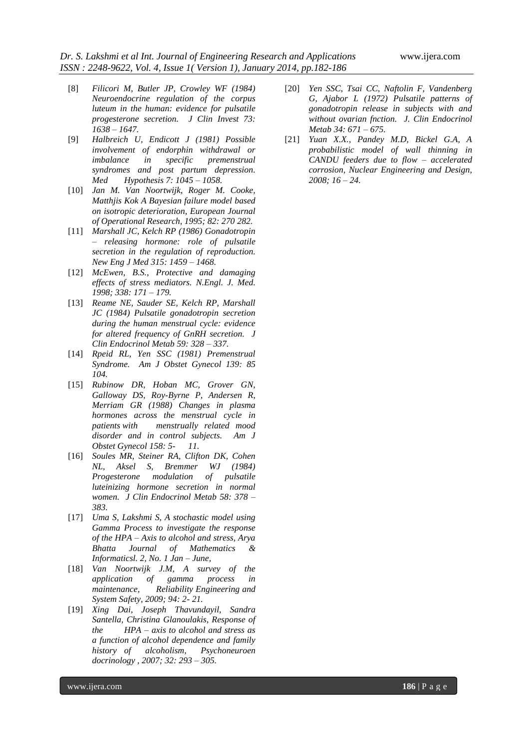[8] *Filicori M, Butler JP, Crowley WF (1984) Neuroendocrine regulation of the corpus luteum in the human: evidence for pulsatile progesterone secretion. J Clin Invest 73: 1638 – 1647.*

[9] *Halbreich U, Endicott J (1981) Possible involvement of endorphin withdrawal or imbalance in specific premenstrual syndromes and post partum depression. Med Hypothesis 7: 1045 – 1058.*

[10] *Jan M. Van Noortwijk, Roger M. Cooke, Matthjis Kok A Bayesian failure model based on isotropic deterioration, European Journal of Operational Research, 1995; 82: 270 282.*

[11] *Marshall JC, Kelch RP (1986) Gonadotropin – releasing hormone: role of pulsatile secretion in the regulation of reproduction. New Eng J Med 315: 1459 – 1468.*

[12] *McEwen, B.S., Protective and damaging effects of stress mediators. N.Engl. J. Med. 1998; 338: 171 – 179.*

[13] *Reame NE, Sauder SE, Kelch RP, Marshall JC (1984) Pulsatile gonadotropin secretion during the human menstrual cycle: evidence for altered frequency of GnRH secretion. J Clin Endocrinol Metab 59: 328 – 337.*

[14] *Rpeid RL, Yen SSC (1981) Premenstrual Syndrome. Am J Obstet Gynecol 139: 85 104.*

[15] *Rubinow DR, Hoban MC, Grover GN, Galloway DS, Roy-Byrne P, Andersen R, Merriam GR (1988) Changes in plasma hormones across the menstrual cycle in patients with menstrually related mood disorder and in control subjects. Am J Obstet Gynecol 158: 5- 11.*

[16] *Soules MR, Steiner RA, Clifton DK, Cohen NL, Aksel S, Bremmer WJ (1984) Progesterone modulation of pulsatile luteinizing hormone secretion in normal women. J Clin Endocrinol Metab 58: 378 – 383.*

[17] *Uma S, Lakshmi S, A stochastic model using Gamma Process to investigate the response of the HPA – Axis to alcohol and stress, Arya Bhatta Journal of Mathematics & Informaticsl. 2, No. 1 Jan – June,*

[18] *Van Noortwijk J.M, A survey of the application of gamma process in maintenance, Reliability Engineering and System Safety, 2009; 94: 2- 21.*

[19] *Xing Dai, Joseph Thavundayil, Sandra Santella, Christina Glanoulakis, Response of the HPA – axis to alcohol and stress as a function of alcohol dependence and family history of alcoholism, Psychoneuroen docrinology , 2007; 32: 293 – 305.*

[20] *Yen SSC, Tsai CC, Naftolin F, Vandenberg G, Ajabor L (1972) Pulsatile patterns of gonadotropin release in subjects with and without ovarian fnction. J. Clin Endocrinol Metab 34: 671 – 675.*

[21] *Yuan X.X., Pandey M.D, Bickel G.A, A probabilistic model of wall thinning in CANDU feeders due to flow – accelerated corrosion, Nuclear Engineering and Design, 2008; 16 – 24.*